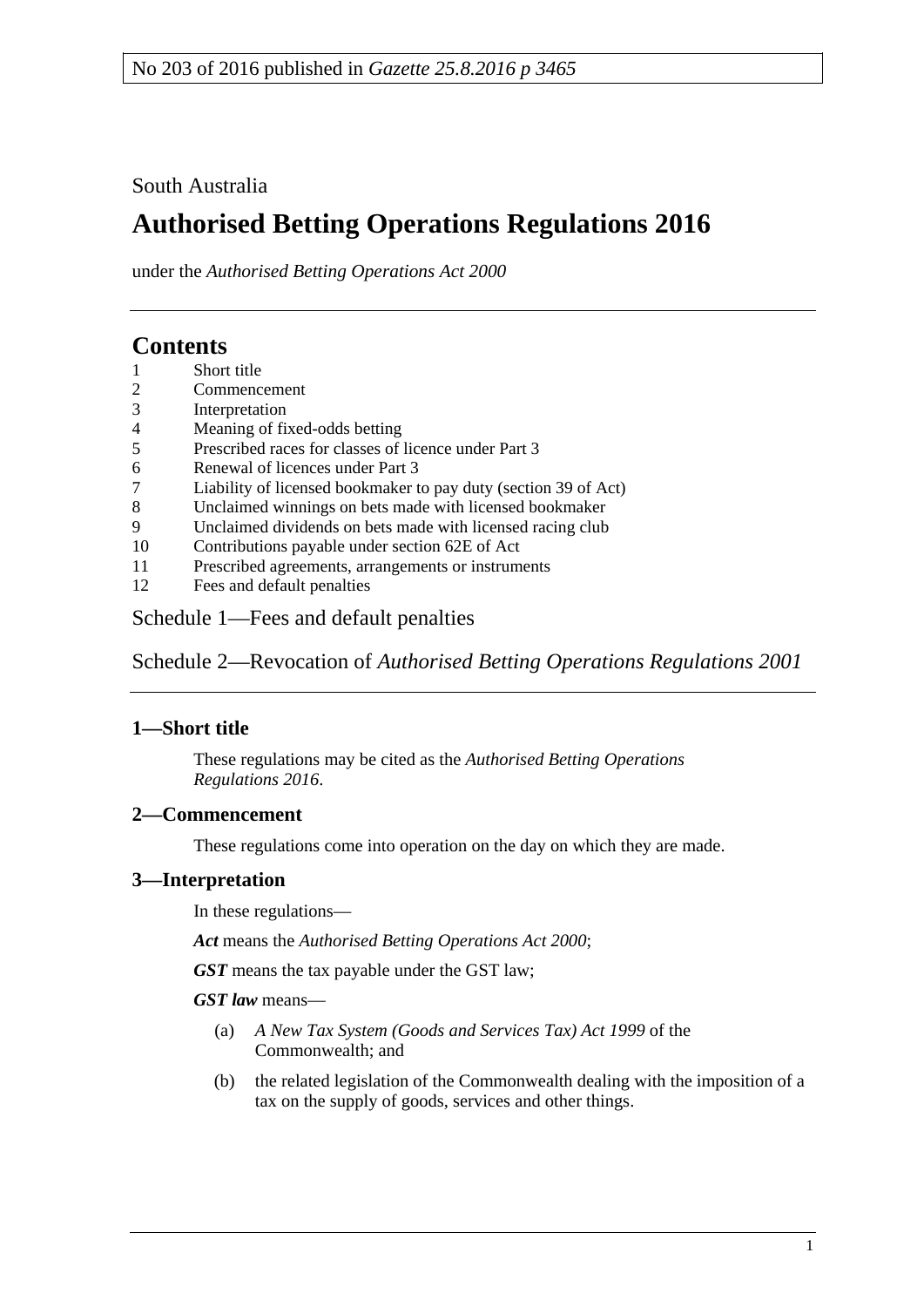No 203 of 2016 published in *Gazette 25.8.2016 p 3465*

South Australia

# Authorised Betting Operations Regulations 2016

under the *Authorised Betting Operations Act 2000*

## Contents

1 Short title
2 Commencement
3 Interpretation
4 Meaning of fixed-odds betting
5 Prescribed races for classes of licence under Part 3
6 Renewal of licences under Part 3
7 Liability of licensed bookmaker to pay duty (section 39 of Act)
8 Unclaimed winnings on bets made with licensed bookmaker
9 Unclaimed dividends on bets made with licensed racing club
10 Contributions payable under section 62E of Act
11 Prescribed agreements, arrangements or instruments
12 Fees and default penalties

Schedule 1—Fees and default penalties

Schedule 2—Revocation of *Authorised Betting Operations Regulations 2001*

### 1—Short title

These regulations may be cited as the *Authorised Betting Operations Regulations 2016*.

### 2—Commencement

These regulations come into operation on the day on which they are made.

### 3—Interpretation

In these regulations—

***Act*** means the *Authorised Betting Operations Act 2000*;

***GST*** means the tax payable under the GST law;

***GST law*** means—

(a) *A New Tax System (Goods and Services Tax) Act 1999* of the Commonwealth; and

(b) the related legislation of the Commonwealth dealing with the imposition of a tax on the supply of goods, services and other things.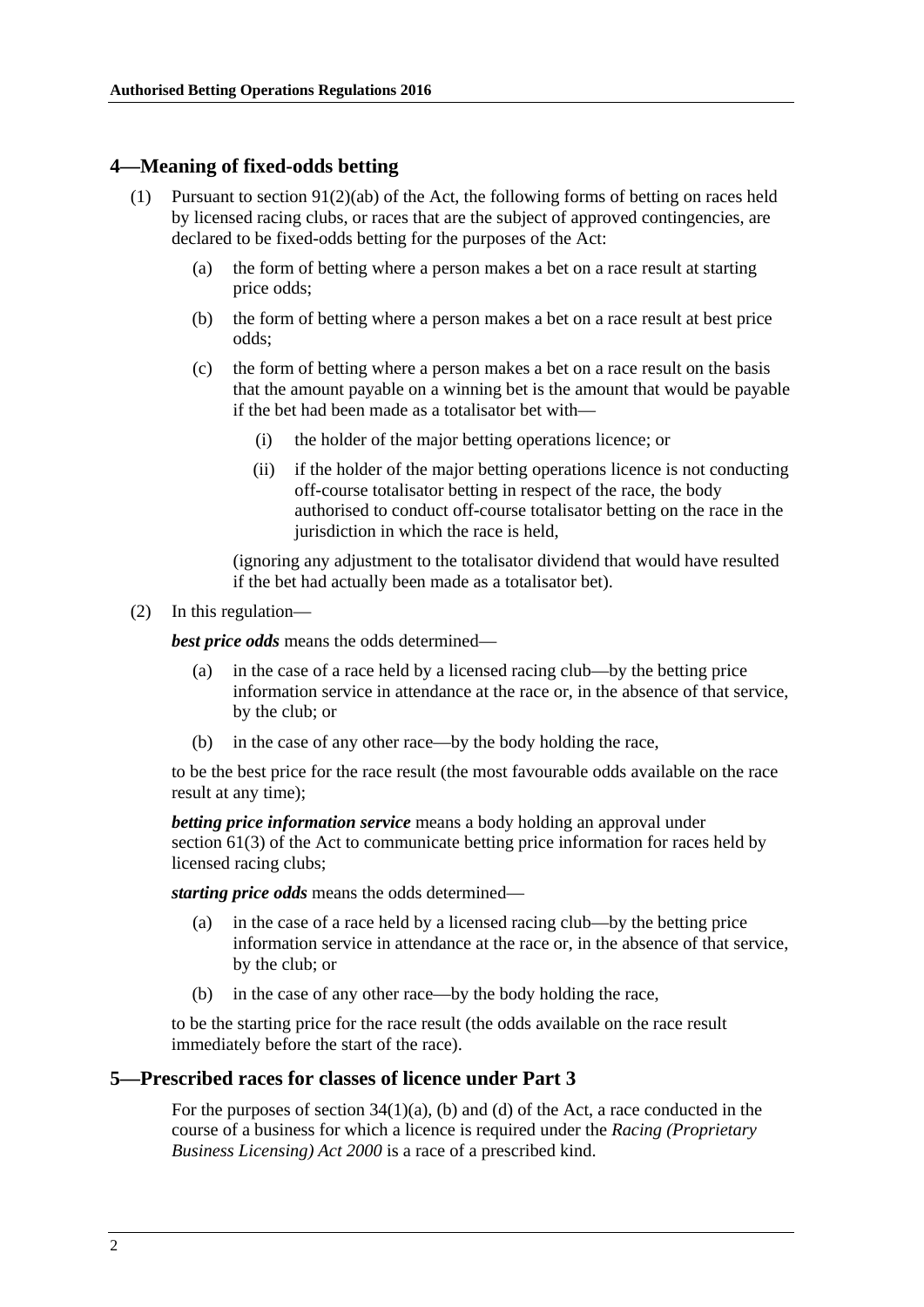## 4—Meaning of fixed-odds betting

(1) Pursuant to section 91(2)(ab) of the Act, the following forms of betting on races held by licensed racing clubs, or races that are the subject of approved contingencies, are declared to be fixed-odds betting for the purposes of the Act:

  (a) the form of betting where a person makes a bet on a race result at starting price odds;

  (b) the form of betting where a person makes a bet on a race result at best price odds;

  (c) the form of betting where a person makes a bet on a race result on the basis that the amount payable on a winning bet is the amount that would be payable if the bet had been made as a totalisator bet with—

    (i) the holder of the major betting operations licence; or

    (ii) if the holder of the major betting operations licence is not conducting off-course totalisator betting in respect of the race, the body authorised to conduct off-course totalisator betting on the race in the jurisdiction in which the race is held,

  (ignoring any adjustment to the totalisator dividend that would have resulted if the bet had actually been made as a totalisator bet).

(2) In this regulation—

***best price odds*** means the odds determined—

  (a) in the case of a race held by a licensed racing club—by the betting price information service in attendance at the race or, in the absence of that service, by the club; or

  (b) in the case of any other race—by the body holding the race,

to be the best price for the race result (the most favourable odds available on the race result at any time);

***betting price information service*** means a body holding an approval under section 61(3) of the Act to communicate betting price information for races held by licensed racing clubs;

***starting price odds*** means the odds determined—

  (a) in the case of a race held by a licensed racing club—by the betting price information service in attendance at the race or, in the absence of that service, by the club; or

  (b) in the case of any other race—by the body holding the race,

to be the starting price for the race result (the odds available on the race result immediately before the start of the race).

## 5—Prescribed races for classes of licence under Part 3

For the purposes of section 34(1)(a), (b) and (d) of the Act, a race conducted in the course of a business for which a licence is required under the *Racing (Proprietary Business Licensing) Act 2000* is a race of a prescribed kind.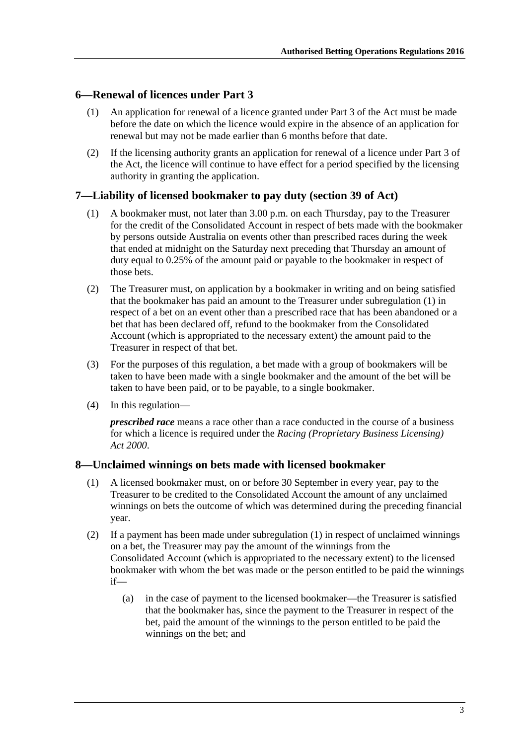## 6—Renewal of licences under Part 3

(1) An application for renewal of a licence granted under Part 3 of the Act must be made before the date on which the licence would expire in the absence of an application for renewal but may not be made earlier than 6 months before that date.

(2) If the licensing authority grants an application for renewal of a licence under Part 3 of the Act, the licence will continue to have effect for a period specified by the licensing authority in granting the application.

## 7—Liability of licensed bookmaker to pay duty (section 39 of Act)

(1) A bookmaker must, not later than 3.00 p.m. on each Thursday, pay to the Treasurer for the credit of the Consolidated Account in respect of bets made with the bookmaker by persons outside Australia on events other than prescribed races during the week that ended at midnight on the Saturday next preceding that Thursday an amount of duty equal to 0.25% of the amount paid or payable to the bookmaker in respect of those bets.

(2) The Treasurer must, on application by a bookmaker in writing and on being satisfied that the bookmaker has paid an amount to the Treasurer under subregulation (1) in respect of a bet on an event other than a prescribed race that has been abandoned or a bet that has been declared off, refund to the bookmaker from the Consolidated Account (which is appropriated to the necessary extent) the amount paid to the Treasurer in respect of that bet.

(3) For the purposes of this regulation, a bet made with a group of bookmakers will be taken to have been made with a single bookmaker and the amount of the bet will be taken to have been paid, or to be payable, to a single bookmaker.

(4) In this regulation—

***prescribed race*** means a race other than a race conducted in the course of a business for which a licence is required under the *Racing (Proprietary Business Licensing) Act 2000*.

## 8—Unclaimed winnings on bets made with licensed bookmaker

(1) A licensed bookmaker must, on or before 30 September in every year, pay to the Treasurer to be credited to the Consolidated Account the amount of any unclaimed winnings on bets the outcome of which was determined during the preceding financial year.

(2) If a payment has been made under subregulation (1) in respect of unclaimed winnings on a bet, the Treasurer may pay the amount of the winnings from the Consolidated Account (which is appropriated to the necessary extent) to the licensed bookmaker with whom the bet was made or the person entitled to be paid the winnings if—

(a) in the case of payment to the licensed bookmaker—the Treasurer is satisfied that the bookmaker has, since the payment to the Treasurer in respect of the bet, paid the amount of the winnings to the person entitled to be paid the winnings on the bet; and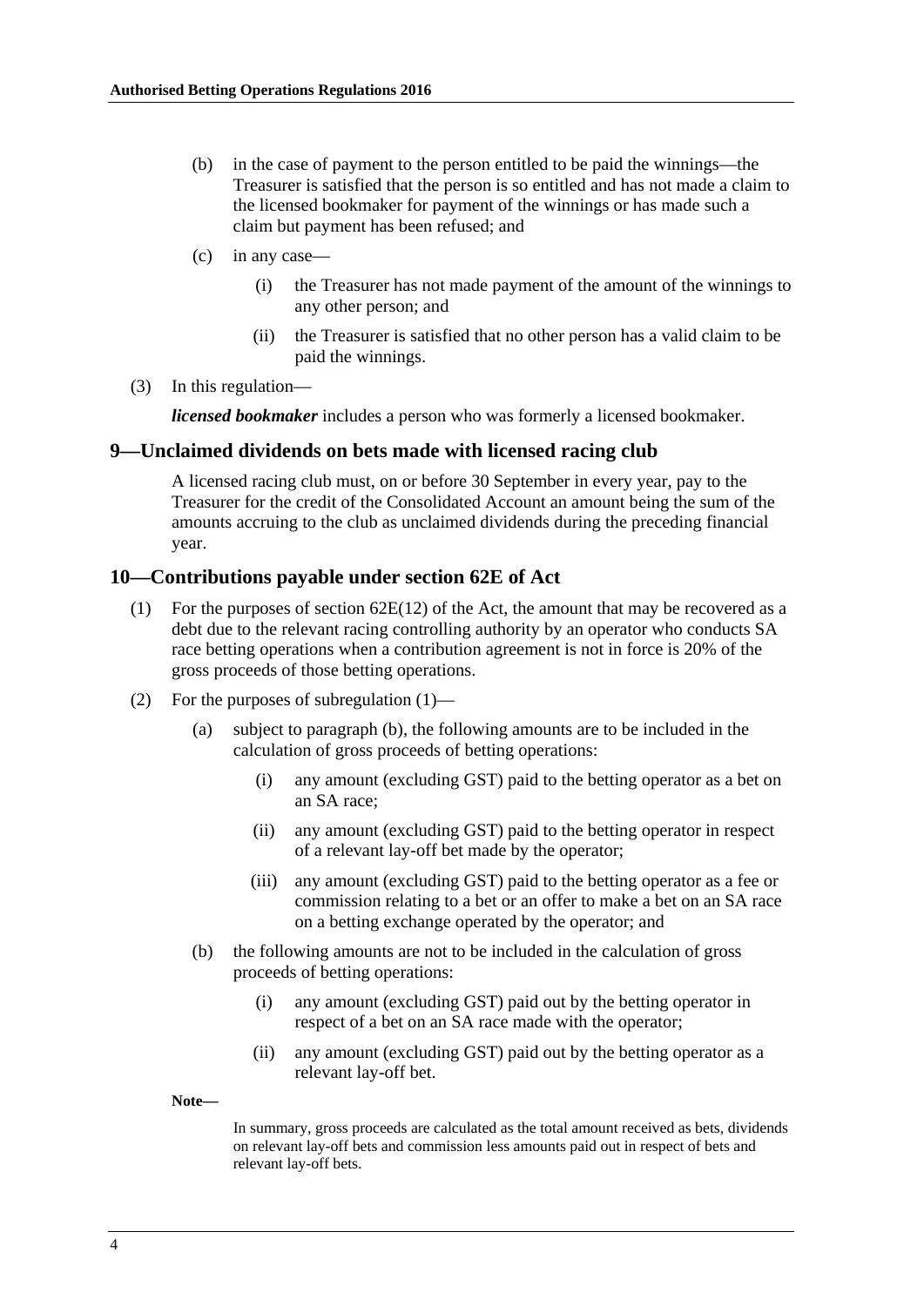(b) in the case of payment to the person entitled to be paid the winnings—the Treasurer is satisfied that the person is so entitled and has not made a claim to the licensed bookmaker for payment of the winnings or has made such a claim but payment has been refused; and

(c) in any case—

(i) the Treasurer has not made payment of the amount of the winnings to any other person; and

(ii) the Treasurer is satisfied that no other person has a valid claim to be paid the winnings.

(3) In this regulation—

***licensed bookmaker*** includes a person who was formerly a licensed bookmaker.

## 9—Unclaimed dividends on bets made with licensed racing club

A licensed racing club must, on or before 30 September in every year, pay to the Treasurer for the credit of the Consolidated Account an amount being the sum of the amounts accruing to the club as unclaimed dividends during the preceding financial year.

## 10—Contributions payable under section 62E of Act

(1) For the purposes of section 62E(12) of the Act, the amount that may be recovered as a debt due to the relevant racing controlling authority by an operator who conducts SA race betting operations when a contribution agreement is not in force is 20% of the gross proceeds of those betting operations.

(2) For the purposes of subregulation (1)—

(a) subject to paragraph (b), the following amounts are to be included in the calculation of gross proceeds of betting operations:

(i) any amount (excluding GST) paid to the betting operator as a bet on an SA race;

(ii) any amount (excluding GST) paid to the betting operator in respect of a relevant lay-off bet made by the operator;

(iii) any amount (excluding GST) paid to the betting operator as a fee or commission relating to a bet or an offer to make a bet on an SA race on a betting exchange operated by the operator; and

(b) the following amounts are not to be included in the calculation of gross proceeds of betting operations:

(i) any amount (excluding GST) paid out by the betting operator in respect of a bet on an SA race made with the operator;

(ii) any amount (excluding GST) paid out by the betting operator as a relevant lay-off bet.

**Note—**

In summary, gross proceeds are calculated as the total amount received as bets, dividends on relevant lay-off bets and commission less amounts paid out in respect of bets and relevant lay-off bets.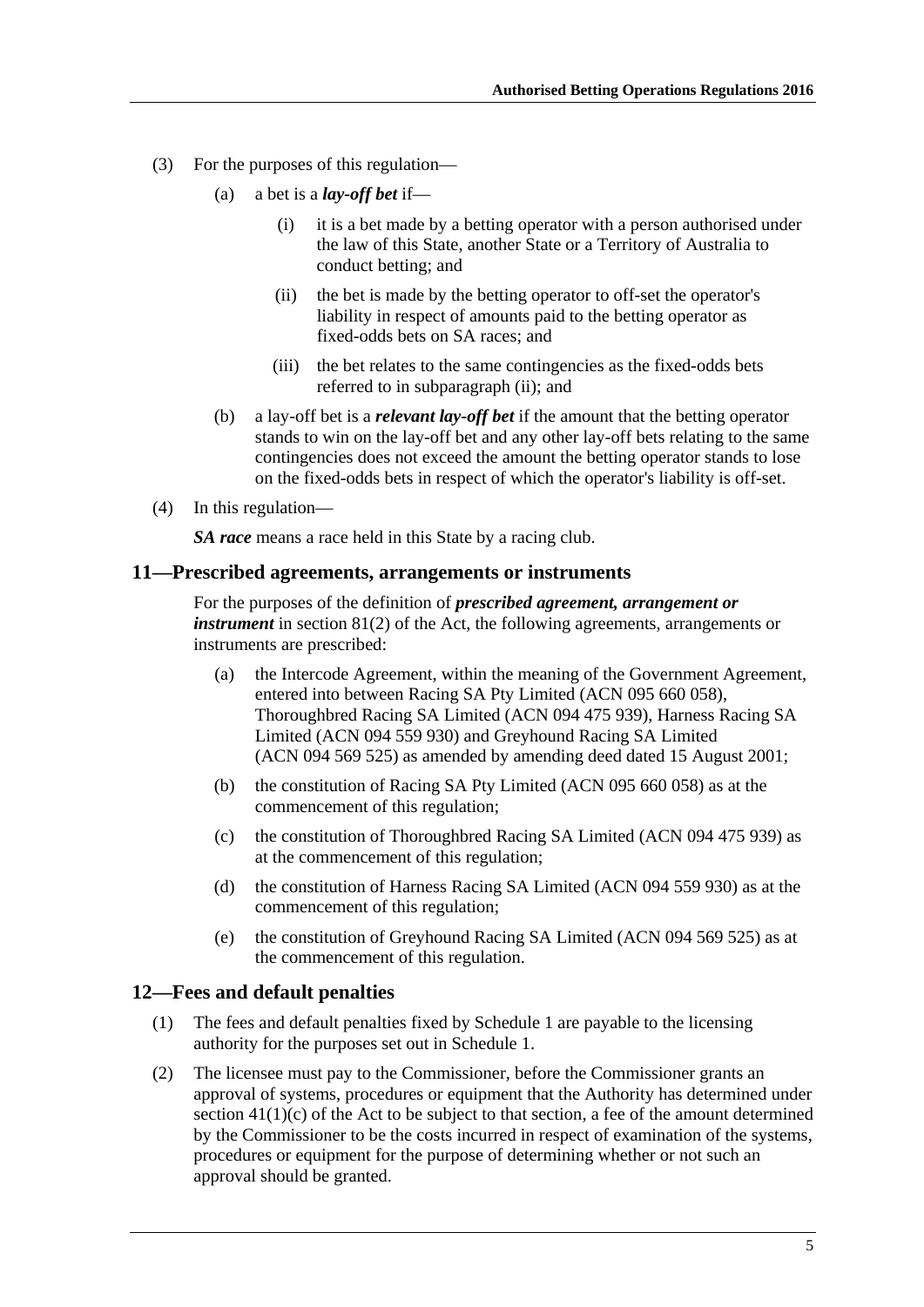(3) For the purposes of this regulation—

(a) a bet is a ***lay-off bet*** if—

(i) it is a bet made by a betting operator with a person authorised under the law of this State, another State or a Territory of Australia to conduct betting; and

(ii) the bet is made by the betting operator to off-set the operator's liability in respect of amounts paid to the betting operator as fixed-odds bets on SA races; and

(iii) the bet relates to the same contingencies as the fixed-odds bets referred to in subparagraph (ii); and

(b) a lay-off bet is a ***relevant lay-off bet*** if the amount that the betting operator stands to win on the lay-off bet and any other lay-off bets relating to the same contingencies does not exceed the amount the betting operator stands to lose on the fixed-odds bets in respect of which the operator's liability is off-set.

(4) In this regulation—

***SA race*** means a race held in this State by a racing club.

## 11—Prescribed agreements, arrangements or instruments

For the purposes of the definition of ***prescribed agreement, arrangement or instrument*** in section 81(2) of the Act, the following agreements, arrangements or instruments are prescribed:

(a) the Intercode Agreement, within the meaning of the Government Agreement, entered into between Racing SA Pty Limited (ACN 095 660 058), Thoroughbred Racing SA Limited (ACN 094 475 939), Harness Racing SA Limited (ACN 094 559 930) and Greyhound Racing SA Limited (ACN 094 569 525) as amended by amending deed dated 15 August 2001;

(b) the constitution of Racing SA Pty Limited (ACN 095 660 058) as at the commencement of this regulation;

(c) the constitution of Thoroughbred Racing SA Limited (ACN 094 475 939) as at the commencement of this regulation;

(d) the constitution of Harness Racing SA Limited (ACN 094 559 930) as at the commencement of this regulation;

(e) the constitution of Greyhound Racing SA Limited (ACN 094 569 525) as at the commencement of this regulation.

## 12—Fees and default penalties

(1) The fees and default penalties fixed by Schedule 1 are payable to the licensing authority for the purposes set out in Schedule 1.

(2) The licensee must pay to the Commissioner, before the Commissioner grants an approval of systems, procedures or equipment that the Authority has determined under section 41(1)(c) of the Act to be subject to that section, a fee of the amount determined by the Commissioner to be the costs incurred in respect of examination of the systems, procedures or equipment for the purpose of determining whether or not such an approval should be granted.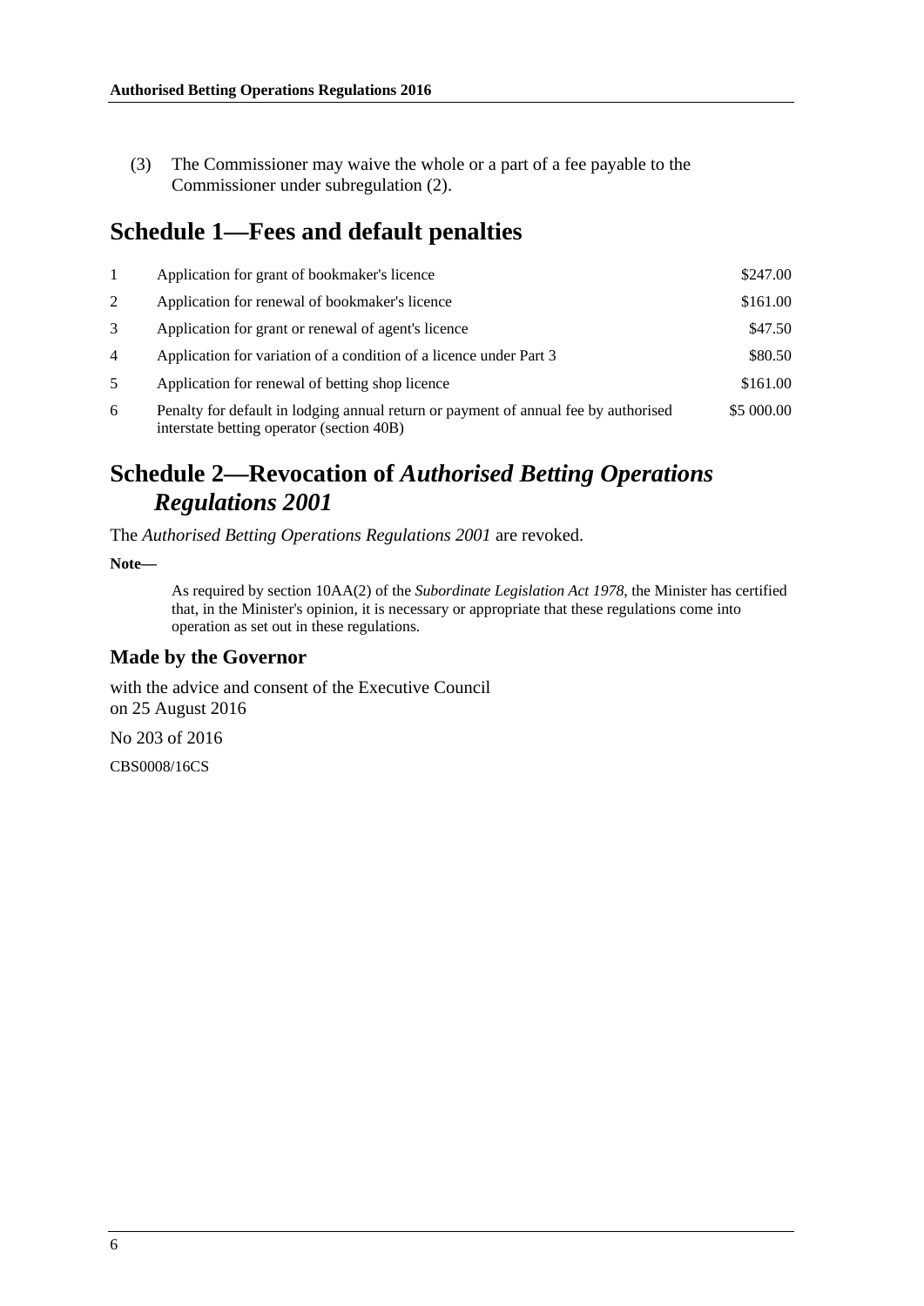(3) The Commissioner may waive the whole or a part of a fee payable to the Commissioner under subregulation (2).

## Schedule 1—Fees and default penalties

| | | |
|---|---|---|
| 1 | Application for grant of bookmaker's licence | $247.00 |
| 2 | Application for renewal of bookmaker's licence | $161.00 |
| 3 | Application for grant or renewal of agent's licence | $47.50 |
| 4 | Application for variation of a condition of a licence under Part 3 | $80.50 |
| 5 | Application for renewal of betting shop licence | $161.00 |
| 6 | Penalty for default in lodging annual return or payment of annual fee by authorised interstate betting operator (section 40B) | $5 000.00 |

## Schedule 2—Revocation of *Authorised Betting Operations Regulations 2001*

The *Authorised Betting Operations Regulations 2001* are revoked.

**Note—**

As required by section 10AA(2) of the *Subordinate Legislation Act 1978*, the Minister has certified that, in the Minister's opinion, it is necessary or appropriate that these regulations come into operation as set out in these regulations.

### Made by the Governor

with the advice and consent of the Executive Council
on 25 August 2016

No 203 of 2016

CBS0008/16CS